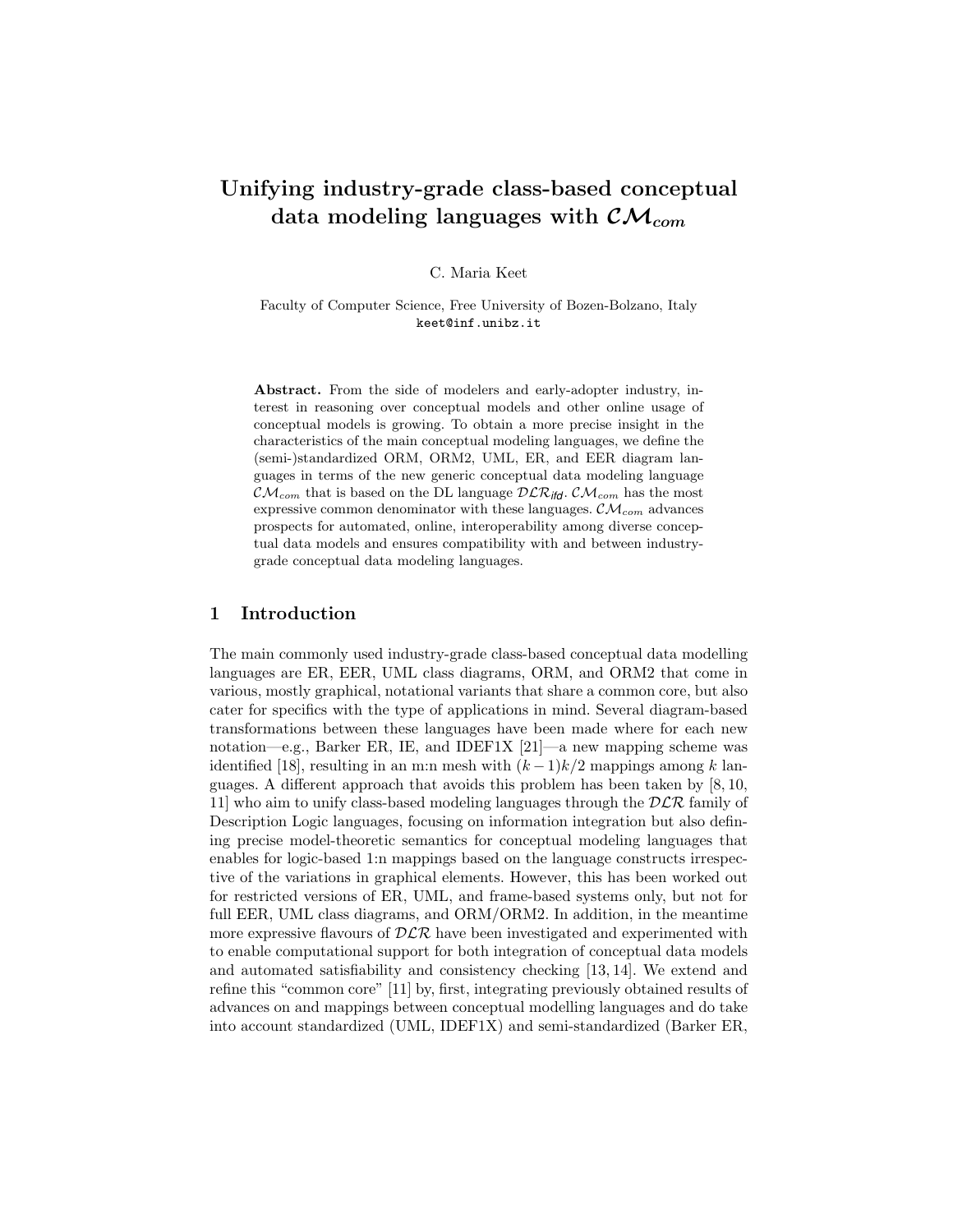# Unifying industry-grade class-based conceptual data modeling languages with $\mathcal{CM}_{com}$

C. Maria Keet

Faculty of Computer Science, Free University of Bozen-Bolzano, Italy
keet@inf.unibz.it

**Abstract.** From the side of modelers and early-adopter industry, interest in reasoning over conceptual models and other online usage of conceptual models is growing. To obtain a more precise insight in the characteristics of the main conceptual modeling languages, we define the (semi-)standardized ORM, ORM2, UML, ER, and EER diagram languages in terms of the new generic conceptual data modeling language $\mathcal{CM}_{com}$ that is based on the DL language $\mathcal{DLR}_{ifd}$. $\mathcal{CM}_{com}$ has the most expressive common denominator with these languages. $\mathcal{CM}_{com}$ advances prospects for automated, online, interoperability among diverse conceptual data models and ensures compatibility with and between industry-grade conceptual data modeling languages.

## 1 Introduction

The main commonly used industry-grade class-based conceptual data modelling languages are ER, EER, UML class diagrams, ORM, and ORM2 that come in various, mostly graphical, notational variants that share a common core, but also cater for specifics with the type of applications in mind. Several diagram-based transformations between these languages have been made where for each new notation—e.g., Barker ER, IE, and IDEF1X [21]—a new mapping scheme was identified [18], resulting in an m:n mesh with $(k-1)k/2$ mappings among $k$ languages. A different approach that avoids this problem has been taken by [8, 10, 11] who aim to unify class-based modeling languages through the $\mathcal{DLR}$ family of Description Logic languages, focusing on information integration but also defining precise model-theoretic semantics for conceptual modeling languages that enables for logic-based 1:n mappings based on the language constructs irrespective of the variations in graphical elements. However, this has been worked out for restricted versions of ER, UML, and frame-based systems only, but not for full EER, UML class diagrams, and ORM/ORM2. In addition, in the meantime more expressive flavours of $\mathcal{DLR}$ have been investigated and experimented with to enable computational support for both integration of conceptual data models and automated satisfiability and consistency checking [13, 14]. We extend and refine this "common core" [11] by, first, integrating previously obtained results of advances on and mappings between conceptual modelling languages and do take into account standardized (UML, IDEF1X) and semi-standardized (Barker ER,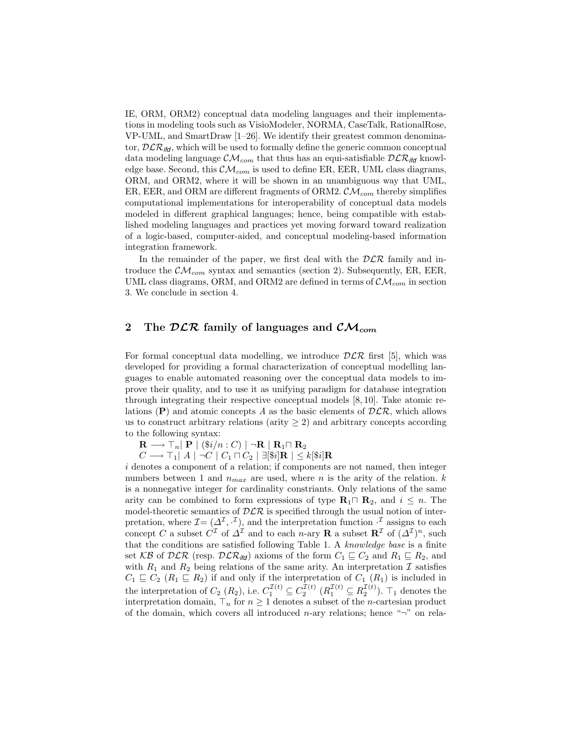IE, ORM, ORM2) conceptual data modeling languages and their implementations in modeling tools such as VisioModeler, NORMA, CaseTalk, RationalRose, VP-UML, and SmartDraw [1–26]. We identify their greatest common denominator, $\mathcal{DLR}_{ifd}$, which will be used to formally define the generic common conceptual data modeling language $\mathcal{CM}_{com}$ that thus has an equi-satisfiable $\mathcal{DLR}_{ifd}$ knowledge base. Second, this $\mathcal{CM}_{com}$ is used to define ER, EER, UML class diagrams, ORM, and ORM2, where it will be shown in an unambiguous way that UML, ER, EER, and ORM are different fragments of ORM2. $\mathcal{CM}_{com}$ thereby simplifies computational implementations for interoperability of conceptual data models modeled in different graphical languages; hence, being compatible with established modeling languages and practices yet moving forward toward realization of a logic-based, computer-aided, and conceptual modeling-based information integration framework.

In the remainder of the paper, we first deal with the $\mathcal{DLR}$ family and introduce the $\mathcal{CM}_{com}$ syntax and semantics (section 2). Subsequently, ER, EER, UML class diagrams, ORM, and ORM2 are defined in terms of $\mathcal{CM}_{com}$ in section 3. We conclude in section 4.

## 2 The $\mathcal{DLR}$ family of languages and $\mathcal{CM}_{com}$

For formal conceptual data modelling, we introduce $\mathcal{DLR}$ first [5], which was developed for providing a formal characterization of conceptual modelling languages to enable automated reasoning over the conceptual data models to improve their quality, and to use it as unifying paradigm for database integration through integrating their respective conceptual models [8, 10]. Take atomic relations ($\mathbf{P}$) and atomic concepts $A$ as the basic elements of $\mathcal{DLR}$, which allows us to construct arbitrary relations (arity $\geq 2$) and arbitrary concepts according to the following syntax:

$\mathbf{R} \longrightarrow \top_n \mid \mathbf{P} \mid (\$i/n : C) \mid \neg\mathbf{R} \mid \mathbf{R}_1 \sqcap \mathbf{R}_2$

$C \longrightarrow \top_1 \mid A \mid \neg C \mid C_1 \sqcap C_2 \mid \exists[\$i]\mathbf{R} \mid \leq k[\$i]\mathbf{R}$

$i$ denotes a component of a relation; if components are not named, then integer numbers between 1 and $n_{max}$ are used, where $n$ is the arity of the relation. $k$ is a nonnegative integer for cardinality constriants. Only relations of the same arity can be combined to form expressions of type $\mathbf{R}_1 \sqcap \mathbf{R}_2$, and $i \leq n$. The model-theoretic semantics of $\mathcal{DLR}$ is specified through the usual notion of interpretation, where $\mathcal{I} = (\Delta^{\mathcal{I}}, \cdot^{\mathcal{I}})$, and the interpretation function $\cdot^{\mathcal{I}}$ assigns to each concept $C$ a subset $C^{\mathcal{I}}$ of $\Delta^{\mathcal{I}}$ and to each $n$-ary $\mathbf{R}$ a subset $\mathbf{R}^{\mathcal{I}}$ of $(\Delta^{\mathcal{I}})^n$, such that the conditions are satisfied following Table 1. A *knowledge base* is a finite set $\mathcal{KB}$ of $\mathcal{DLR}$ (resp. $\mathcal{DLR}_{ifd}$) axioms of the form $C_1 \sqsubseteq C_2$ and $R_1 \sqsubseteq R_2$, and with $R_1$ and $R_2$ being relations of the same arity. An interpretation $\mathcal{I}$ satisfies $C_1 \sqsubseteq C_2$ ($R_1 \sqsubseteq R_2$) if and only if the interpretation of $C_1$ ($R_1$) is included in the interpretation of $C_2$ ($R_2$), i.e. $C_1^{\mathcal{I}(t)} \subseteq C_2^{\mathcal{I}(t)}$ ($R_1^{\mathcal{I}(t)} \subseteq R_2^{\mathcal{I}(t)}$). $\top_1$ denotes the interpretation domain, $\top_n$ for $n \geq 1$ denotes a subset of the $n$-cartesian product of the domain, which covers all introduced $n$-ary relations; hence "$\neg$" on rela-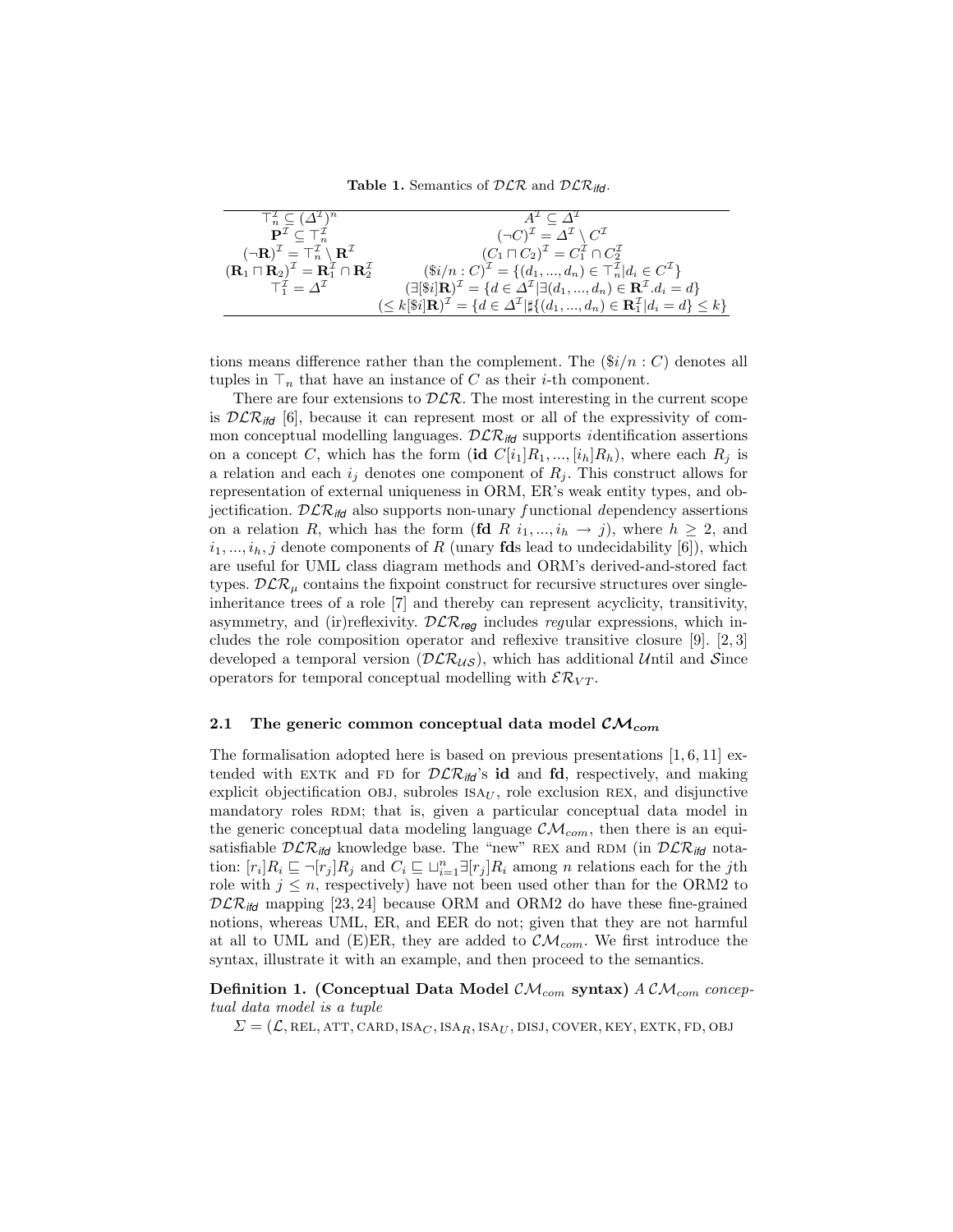**Table 1.** Semantics of $\mathcal{DLR}$ and $\mathcal{DLR}_{ifd}$.

| | |
|---|---|
| $\top_n^{\mathcal{I}} \subseteq (\Delta^{\mathcal{I}})^n$ | $A^{\mathcal{I}} \subseteq \Delta^{\mathcal{I}}$ |
| $\mathbf{P}^{\mathcal{I}} \subseteq \top_n^{\mathcal{I}}$ | $(\neg C)^{\mathcal{I}} = \Delta^{\mathcal{I}} \setminus C^{\mathcal{I}}$ |
| $(\neg \mathbf{R})^{\mathcal{I}} = \top_n^{\mathcal{I}} \setminus \mathbf{R}^{\mathcal{I}}$ | $(C_1 \sqcap C_2)^{\mathcal{I}} = C_1^{\mathcal{I}} \cap C_2^{\mathcal{I}}$ |
| $(\mathbf{R}_1 \sqcap \mathbf{R}_2)^{\mathcal{I}} = \mathbf{R}_1^{\mathcal{I}} \cap \mathbf{R}_2^{\mathcal{I}}$ | $(\$i/n : C)^{\mathcal{I}} = \{(d_1, ..., d_n) \in \top_n^{\mathcal{I}} \mid d_i \in C^{\mathcal{I}}\}$ |
| $\top_1^{\mathcal{I}} = \Delta^{\mathcal{I}}$ | $(\exists[\$i]\mathbf{R})^{\mathcal{I}} = \{d \in \Delta^{\mathcal{I}} \mid \exists (d_1, ..., d_n) \in \mathbf{R}^{\mathcal{I}}.d_i = d\}$ |
| | $(\leq k[\$i]\mathbf{R})^{\mathcal{I}} = \{d \in \Delta^{\mathcal{I}} \mid \sharp\{(d_1, ..., d_n) \in \mathbf{R}_1^{\mathcal{I}} \mid d_i = d\} \leq k\}$ |

tions means difference rather than the complement. The $(\$i/n : C)$ denotes all tuples in $\top_n$ that have an instance of $C$ as their $i$-th component.

There are four extensions to $\mathcal{DLR}$. The most interesting in the current scope is $\mathcal{DLR}_{ifd}$ [6], because it can represent most or all of the expressivity of common conceptual modelling languages. $\mathcal{DLR}_{ifd}$ supports *i*dentification assertions on a concept $C$, which has the form (**id** $C[i_1]R_1, ..., [i_h]R_h$), where each $R_j$ is a relation and each $i_j$ denotes one component of $R_j$. This construct allows for representation of external uniqueness in ORM, ER's weak entity types, and objectification. $\mathcal{DLR}_{ifd}$ also supports non-unary *f*unctional *d*ependency assertions on a relation $R$, which has the form (**fd** $R\ i_1, ..., i_h \rightarrow j$), where $h \geq 2$, and $i_1, ..., i_h, j$ denote components of $R$ (unary **fd**s lead to undecidability [6]), which are useful for UML class diagram methods and ORM's derived-and-stored fact types. $\mathcal{DLR}_{\mu}$ contains the fixpoint construct for recursive structures over single-inheritance trees of a role [7] and thereby can represent acyclicity, transitivity, asymmetry, and (ir)reflexivity. $\mathcal{DLR}_{reg}$ includes *reg*ular expressions, which includes the role composition operator and reflexive transitive closure [9]. [2, 3] developed a temporal version ($\mathcal{DLR}_{\mathcal{US}}$), which has additional $\mathcal{U}$ntil and $\mathcal{S}$ince operators for temporal conceptual modelling with $\mathcal{ER}_{VT}$.

### 2.1 The generic common conceptual data model $\mathcal{CM}_{com}$

The formalisation adopted here is based on previous presentations [1, 6, 11] extended with EXTK and FD for $\mathcal{DLR}_{ifd}$'s **id** and **fd**, respectively, and making explicit objectification OBJ, subroles $\text{ISA}_U$, role exclusion REX, and disjunctive mandatory roles RDM; that is, given a particular conceptual data model in the generic conceptual data modeling language $\mathcal{CM}_{com}$, then there is an equi-satisfiable $\mathcal{DLR}_{ifd}$ knowledge base. The "new" REX and RDM (in $\mathcal{DLR}_{ifd}$ notation: $[r_i]R_i \sqsubseteq \neg[r_j]R_j$ and $C_i \sqsubseteq \sqcup_{i=1}^{n} \exists[r_j]R_i$ among $n$ relations each for the $j$th role with $j \leq n$, respectively) have not been used other than for the ORM2 to $\mathcal{DLR}_{ifd}$ mapping [23, 24] because ORM and ORM2 do have these fine-grained notions, whereas UML, ER, and EER do not; given that they are not harmful at all to UML and (E)ER, they are added to $\mathcal{CM}_{com}$. We first introduce the syntax, illustrate it with an example, and then proceed to the semantics.

**Definition 1. (Conceptual Data Model $\mathcal{CM}_{com}$ syntax)** *A $\mathcal{CM}_{com}$ conceptual data model is a tuple*

$\Sigma = (\mathcal{L}, \text{REL}, \text{ATT}, \text{CARD}, \text{ISA}_C, \text{ISA}_R, \text{ISA}_U, \text{DISJ}, \text{COVER}, \text{KEY}, \text{EXTK}, \text{FD}, \text{OBJ}$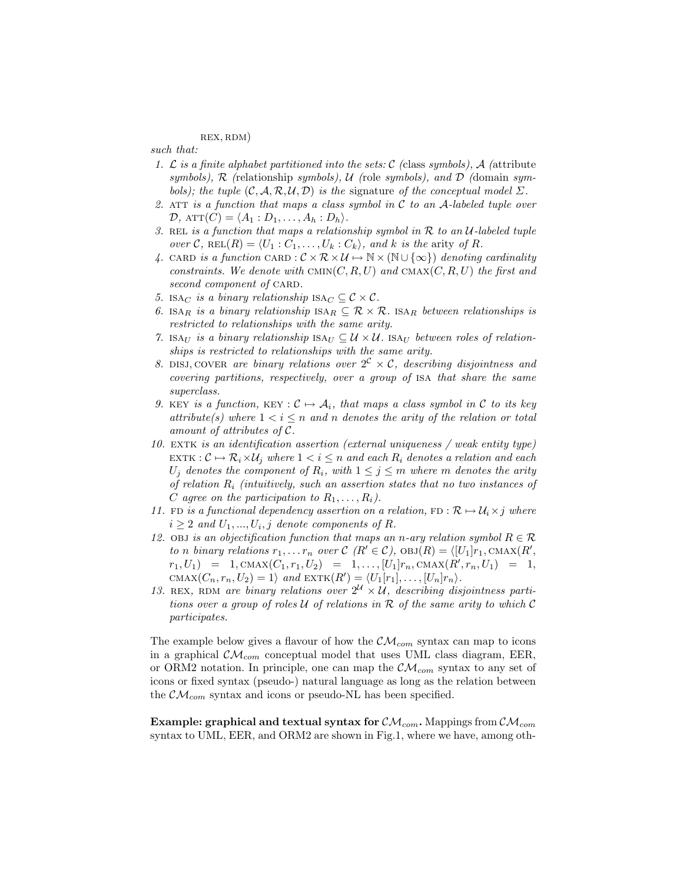REX, RDM)

*such that:*

1. $\mathcal{L}$ *is a finite alphabet partitioned into the sets:* $\mathcal{C}$ *(*class *symbols),* $\mathcal{A}$ *(*attribute *symbols),* $\mathcal{R}$ *(*relationship *symbols),* $\mathcal{U}$ *(*role *symbols), and* $\mathcal{D}$ *(*domain *symbols); the tuple* $(\mathcal{C}, \mathcal{A}, \mathcal{R}, \mathcal{U}, \mathcal{D})$ *is the* signature *of the conceptual model* $\Sigma$.
2. ATT *is a function that maps a class symbol in* $\mathcal{C}$ *to an* $\mathcal{A}$*-labeled tuple over* $\mathcal{D}$, $\text{ATT}(C) = \langle A_1 : D_1, \ldots, A_h : D_h \rangle$.
3. REL *is a function that maps a relationship symbol in* $\mathcal{R}$ *to an* $\mathcal{U}$*-labeled tuple over* $\mathcal{C}$, $\text{REL}(R) = \langle U_1 : C_1, \ldots, U_k : C_k \rangle$*, and* $k$ *is the* arity *of* $R$.
4. CARD *is a function* $\text{CARD} : \mathcal{C} \times \mathcal{R} \times \mathcal{U} \mapsto \mathbb{N} \times (\mathbb{N} \cup \{\infty\})$ *denoting cardinality constraints. We denote with* $\text{CMIN}(C, R, U)$ *and* $\text{CMAX}(C, R, U)$ *the first and second component of* CARD.
5. $\text{ISA}_C$ *is a binary relationship* $\text{ISA}_C \subseteq \mathcal{C} \times \mathcal{C}$.
6. $\text{ISA}_R$ *is a binary relationship* $\text{ISA}_R \subseteq \mathcal{R} \times \mathcal{R}$. $\text{ISA}_R$ *between relationships is restricted to relationships with the same arity.*
7. $\text{ISA}_U$ *is a binary relationship* $\text{ISA}_U \subseteq \mathcal{U} \times \mathcal{U}$. $\text{ISA}_U$ *between roles of relationships is restricted to relationships with the same arity.*
8. DISJ, COVER *are binary relations over* $2^{\mathcal{C}} \times \mathcal{C}$*, describing disjointness and covering partitions, respectively, over a group of* ISA *that share the same superclass.*
9. KEY *is a function,* $\text{KEY} : \mathcal{C} \mapsto \mathcal{A}_i$*, that maps a class symbol in* $\mathcal{C}$ *to its key attribute(s) where* $1 < i \leq n$ *and* $n$ *denotes the arity of the relation or total amount of attributes of* $\mathcal{C}$.
10. EXTK *is an identification assertion (external uniqueness / weak entity type)* $\text{EXTK} : \mathcal{C} \mapsto \mathcal{R}_i \times \mathcal{U}_j$ *where* $1 < i \leq n$ *and each* $R_i$ *denotes a relation and each* $U_j$ *denotes the component of* $R_i$*, with* $1 \leq j \leq m$ *where* $m$ *denotes the arity of relation* $R_i$ *(intuitively, such an assertion states that no two instances of* $C$ *agree on the participation to* $R_1, \ldots, R_i$*).*
11. FD *is a functional dependency assertion on a relation,* $\text{FD} : \mathcal{R} \mapsto \mathcal{U}_i \times j$ *where* $i \geq 2$ *and* $U_1, ..., U_i, j$ *denote components of* $R$.
12. OBJ *is an objectification function that maps an* $n$*-ary relation symbol* $R \in \mathcal{R}$ *to* $n$ *binary relations* $r_1, \ldots r_n$ *over* $\mathcal{C}$ *(*$R' \in \mathcal{C}$*),* $\text{OBJ}(R) = \langle [U_1]r_1, \text{CMAX}(R', r_1, U_1) = 1, \text{CMAX}(C_1, r_1, U_2) = 1, \ldots, [U_1]r_n, \text{CMAX}(R', r_n, U_1) = 1, \text{CMAX}(C_n, r_n, U_2) = 1 \rangle$ *and* $\text{EXTK}(R') = \langle U_1[r_1], \ldots, [U_n]r_n \rangle$.
13. REX, RDM *are binary relations over* $2^{\mathcal{U}} \times \mathcal{U}$*, describing disjointness partitions over a group of roles* $\mathcal{U}$ *of relations in* $\mathcal{R}$ *of the same arity to which* $\mathcal{C}$ *participates.*

The example below gives a flavour of how the $\mathcal{CM}_{com}$ syntax can map to icons in a graphical $\mathcal{CM}_{com}$ conceptual model that uses UML class diagram, EER, or ORM2 notation. In principle, one can map the $\mathcal{CM}_{com}$ syntax to any set of icons or fixed syntax (pseudo-) natural language as long as the relation between the $\mathcal{CM}_{com}$ syntax and icons or pseudo-NL has been specified.

**Example: graphical and textual syntax for $\mathcal{CM}_{com}$.** Mappings from $\mathcal{CM}_{com}$ syntax to UML, EER, and ORM2 are shown in Fig.1, where we have, among oth-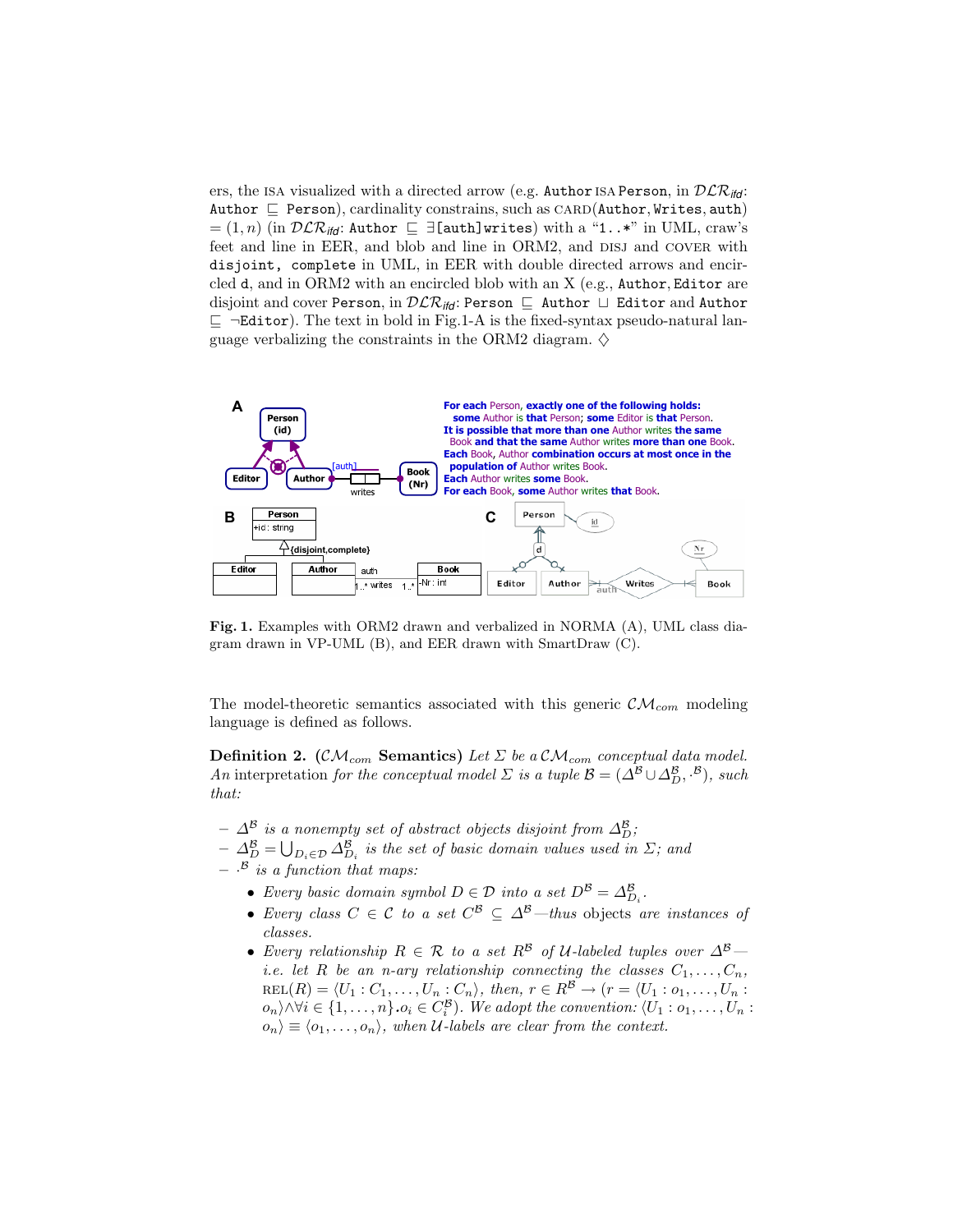ers, the ISA visualized with a directed arrow (e.g. Author ISA Person, in $\mathcal{DLR}_{ifd}$: Author $\sqsubseteq$ Person), cardinality constrains, such as CARD(Author, Writes, auth) $= (1, n)$ (in $\mathcal{DLR}_{ifd}$: Author $\sqsubseteq \exists$[auth]writes) with a "1..*" in UML, craw's feet and line in EER, and blob and line in ORM2, and DISJ and COVER with disjoint, complete in UML, in EER with double directed arrows and encircled d, and in ORM2 with an encircled blob with an X (e.g., Author, Editor are disjoint and cover Person, in $\mathcal{DLR}_{ifd}$: Person $\sqsubseteq$ Author $\sqcup$ Editor and Author $\sqsubseteq \neg$Editor). The text in bold in Fig.1-A is the fixed-syntax pseudo-natural language verbalizing the constraints in the ORM2 diagram. ♢

**Fig. 1.** Examples with ORM2 drawn and verbalized in NORMA (A), UML class diagram drawn in VP-UML (B), and EER drawn with SmartDraw (C).

The model-theoretic semantics associated with this generic $\mathcal{CM}_{com}$ modeling language is defined as follows.

**Definition 2.** **($\mathcal{CM}_{com}$ Semantics)** *Let $\Sigma$ be a $\mathcal{CM}_{com}$ conceptual data model. An* interpretation *for the conceptual model $\Sigma$ is a tuple $\mathcal{B} = (\Delta^{\mathcal{B}} \cup \Delta^{\mathcal{B}}_{D}, \cdot^{\mathcal{B}})$, such that:*

- *$\Delta^{\mathcal{B}}$ is a nonempty set of abstract objects disjoint from $\Delta^{\mathcal{B}}_{D}$;*
- *$\Delta^{\mathcal{B}}_{D} = \bigcup_{D_i \in \mathcal{D}} \Delta^{\mathcal{B}}_{D_i}$ is the set of basic domain values used in $\Sigma$; and*
- *$\cdot^{\mathcal{B}}$ is a function that maps:*
  - *Every basic domain symbol $D \in \mathcal{D}$ into a set $D^{\mathcal{B}} = \Delta^{\mathcal{B}}_{D_i}$.*
  - *Every class $C \in \mathcal{C}$ to a set $C^{\mathcal{B}} \subseteq \Delta^{\mathcal{B}}$—thus* objects *are instances of classes.*
  - *Every relationship $R \in \mathcal{R}$ to a set $R^{\mathcal{B}}$ of $\mathcal{U}$-labeled tuples over $\Delta^{\mathcal{B}}$—i.e. let $R$ be an n-ary relationship connecting the classes $C_1, \ldots, C_n$, $\text{REL}(R) = \langle U_1 : C_1, \ldots, U_n : C_n\rangle$, then, $r \in R^{\mathcal{B}} \rightarrow (r = \langle U_1 : o_1, \ldots, U_n : o_n\rangle \wedge \forall i \in \{1, \ldots, n\}.o_i \in C^{\mathcal{B}}_i)$. We adopt the convention: $\langle U_1 : o_1, \ldots, U_n : o_n\rangle \equiv \langle o_1, \ldots, o_n\rangle$, when $\mathcal{U}$-labels are clear from the context.*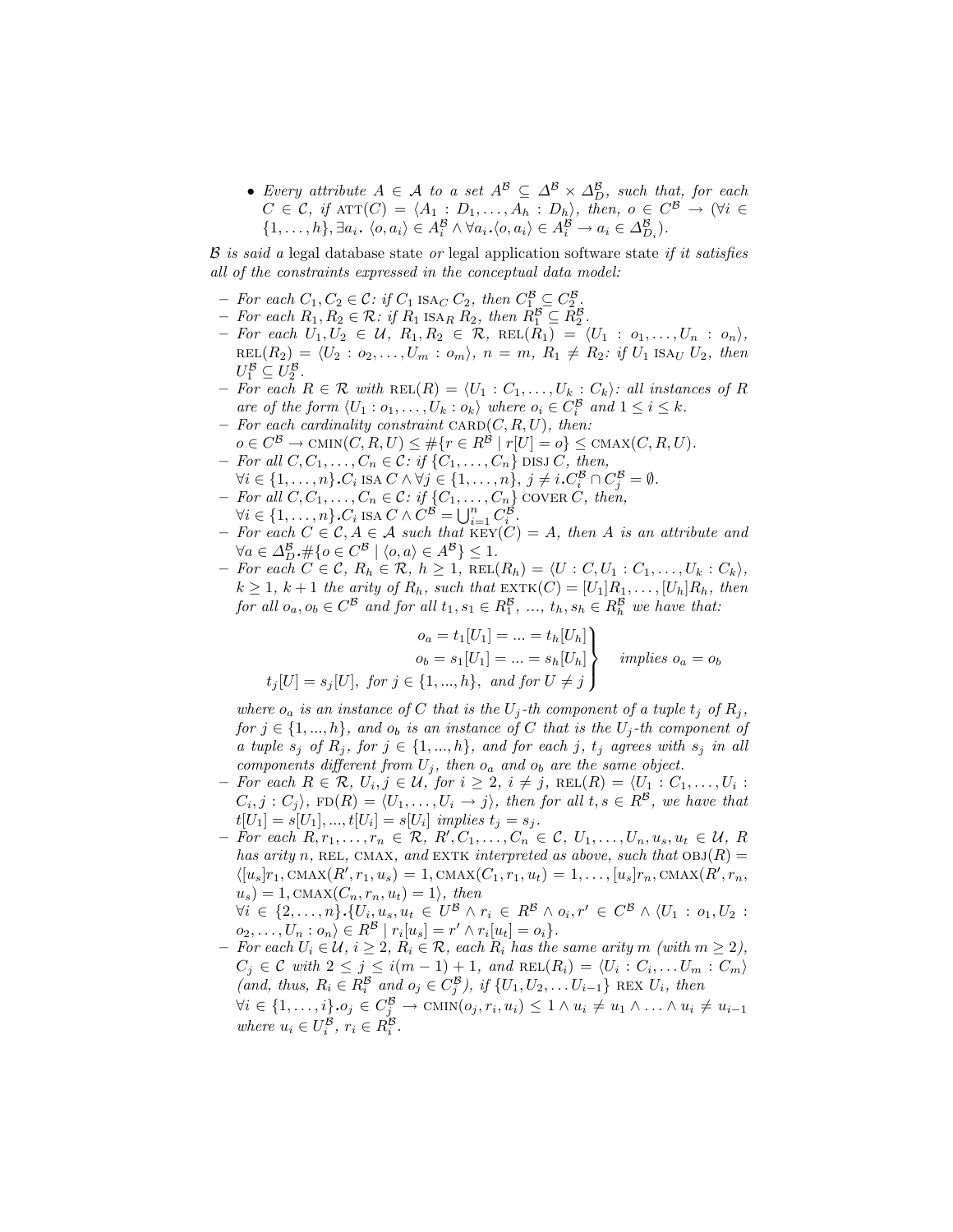- *Every attribute* $A \in \mathcal{A}$ *to a set* $A^{\mathcal{B}} \subseteq \Delta^{\mathcal{B}} \times \Delta^{\mathcal{B}}_D$, *such that, for each* $C \in \mathcal{C}$, *if* $\text{ATT}(C) = \langle A_1 : D_1, \ldots, A_h : D_h \rangle$, *then,* $o \in C^{\mathcal{B}} \rightarrow (\forall i \in \{1, \ldots, h\}, \exists a_i.\ \langle o, a_i \rangle \in A_i^{\mathcal{B}} \wedge \forall a_i.\langle o, a_i \rangle \in A_i^{\mathcal{B}} \rightarrow a_i \in \Delta^{\mathcal{B}}_{D_i})$.

$\mathcal{B}$ *is said a* legal database state *or* legal application software state *if it satisfies all of the constraints expressed in the conceptual data model:*

- *For each* $C_1, C_2 \in \mathcal{C}$: *if* $C_1 \text{ ISA}_C C_2$, *then* $C_1^{\mathcal{B}} \subseteq C_2^{\mathcal{B}}$.
- *For each* $R_1, R_2 \in \mathcal{R}$: *if* $R_1 \text{ ISA}_R R_2$, *then* $R_1^{\mathcal{B}} \subseteq R_2^{\mathcal{B}}$.
- *For each* $U_1, U_2 \in \mathcal{U}$, $R_1, R_2 \in \mathcal{R}$, $\text{REL}(R_1) = \langle U_1 : o_1, \ldots, U_n : o_n \rangle$, $\text{REL}(R_2) = \langle U_2 : o_2, \ldots, U_m : o_m \rangle$, $n = m$, $R_1 \neq R_2$: *if* $U_1 \text{ ISA}_U U_2$, *then* $U_1^{\mathcal{B}} \subseteq U_2^{\mathcal{B}}$.
- *For each* $R \in \mathcal{R}$ *with* $\text{REL}(R) = \langle U_1 : C_1, \ldots, U_k : C_k \rangle$: *all instances of* $R$ *are of the form* $\langle U_1 : o_1, \ldots, U_k : o_k \rangle$ *where* $o_i \in C_i^{\mathcal{B}}$ *and* $1 \leq i \leq k$.
- *For each cardinality constraint* $\text{CARD}(C, R, U)$, *then:*
  $o \in C^{\mathcal{B}} \rightarrow \text{CMIN}(C, R, U) \leq \#\{r \in R^{\mathcal{B}} \mid r[U] = o\} \leq \text{CMAX}(C, R, U)$.
- *For all* $C, C_1, \ldots, C_n \in \mathcal{C}$: *if* $\{C_1, \ldots, C_n\} \text{ DISJ } C$, *then,*
  $\forall i \in \{1, \ldots, n\}.C_i \text{ ISA } C \wedge \forall j \in \{1, \ldots, n\},\ j \neq i.C_i^{\mathcal{B}} \cap C_j^{\mathcal{B}} = \emptyset$.
- *For all* $C, C_1, \ldots, C_n \in \mathcal{C}$: *if* $\{C_1, \ldots, C_n\} \text{ COVER } C$, *then,*
  $\forall i \in \{1, \ldots, n\}.C_i \text{ ISA } C \wedge C^{\mathcal{B}} = \bigcup_{i=1}^{n} C_i^{\mathcal{B}}$.
- *For each* $C \in \mathcal{C}, A \in \mathcal{A}$ *such that* $\text{KEY}(C) = A$, *then* $A$ *is an attribute and* $\forall a \in \Delta^{\mathcal{B}}_D.\#\{o \in C^{\mathcal{B}} \mid \langle o, a \rangle \in A^{\mathcal{B}}\} \leq 1$.
- *For each* $C \in \mathcal{C}$, $R_h \in \mathcal{R}$, $h \geq 1$, $\text{REL}(R_h) = \langle U : C, U_1 : C_1, \ldots, U_k : C_k \rangle$, $k \geq 1$, $k+1$ *the arity of* $R_h$, *such that* $\text{EXTK}(C) = [U_1]R_1, \ldots, [U_h]R_h$, *then for all* $o_a, o_b \in C^{\mathcal{B}}$ *and for all* $t_1, s_1 \in R_1^{\mathcal{B}}$, ..., $t_h, s_h \in R_h^{\mathcal{B}}$ *we have that:*

$$\left.\begin{array}{r} o_a = t_1[U_1] = ... = t_h[U_h] \\ o_b = s_1[U_1] = ... = s_h[U_h] \\ t_j[U] = s_j[U],\ \text{for } j \in \{1, ..., h\},\ \text{and for } U \neq j \end{array}\right\} \quad \text{implies } o_a = o_b$$

  *where* $o_a$ *is an instance of* $C$ *that is the* $U_j$*-th component of a tuple* $t_j$ *of* $R_j$, *for* $j \in \{1, ..., h\}$, *and* $o_b$ *is an instance of* $C$ *that is the* $U_j$*-th component of a tuple* $s_j$ *of* $R_j$, *for* $j \in \{1, ..., h\}$, *and for each* $j$, $t_j$ *agrees with* $s_j$ *in all components different from* $U_j$, *then* $o_a$ *and* $o_b$ *are the same object.*
- *For each* $R \in \mathcal{R}$, $U_i, j \in \mathcal{U}$, *for* $i \geq 2$, $i \neq j$, $\text{REL}(R) = \langle U_1 : C_1, \ldots, U_i : C_i, j : C_j \rangle$, $\text{FD}(R) = \langle U_1, \ldots, U_i \rightarrow j \rangle$, *then for all* $t, s \in R^{\mathcal{B}}$, *we have that* $t[U_1] = s[U_1], ..., t[U_i] = s[U_i]$ *implies* $t_j = s_j$.
- *For each* $R, r_1, \ldots, r_n \in \mathcal{R}$, $R', C_1, \ldots, C_n \in \mathcal{C}$, $U_1, \ldots, U_n, u_s, u_t \in \mathcal{U}$, $R$ *has arity* $n$, REL, CMAX, *and* EXTK *interpreted as above, such that* $\text{OBJ}(R) = \langle [u_s]r_1, \text{CMAX}(R', r_1, u_s) = 1, \text{CMAX}(C_1, r_1, u_t) = 1, \ldots, [u_s]r_n, \text{CMAX}(R', r_n, u_s) = 1, \text{CMAX}(C_n, r_n, u_t) = 1 \rangle$, *then*
  $\forall i \in \{2, \ldots, n\}.\{U_i, u_s, u_t \in U^{\mathcal{B}} \wedge r_i \in R^{\mathcal{B}} \wedge o_i, r' \in C^{\mathcal{B}} \wedge \langle U_1 : o_1, U_2 : o_2, \ldots, U_n : o_n \rangle \in R^{\mathcal{B}} \mid r_i[u_s] = r' \wedge r_i[u_t] = o_i\}$.
- *For each* $U_i \in \mathcal{U}$, $i \geq 2$, $R_i \in \mathcal{R}$, *each* $R_i$ *has the same arity* $m$ *(with* $m \geq 2$*),* $C_j \in \mathcal{C}$ *with* $2 \leq j \leq i(m-1)+1$, *and* $\text{REL}(R_i) = \langle U_i : C_i, \ldots U_m : C_m \rangle$ *(and, thus,* $R_i \in R_i^{\mathcal{B}}$ *and* $o_j \in C_j^{\mathcal{B}}$*), if* $\{U_1, U_2, \ldots U_{i-1}\} \text{ REX } U_i$, *then*
  $\forall i \in \{1, \ldots, i\}.o_j \in C_j^{\mathcal{B}} \rightarrow \text{CMIN}(o_j, r_i, u_i) \leq 1 \wedge u_i \neq u_1 \wedge \ldots \wedge u_i \neq u_{i-1}$ *where* $u_i \in U_i^{\mathcal{B}}$, $r_i \in R_i^{\mathcal{B}}$.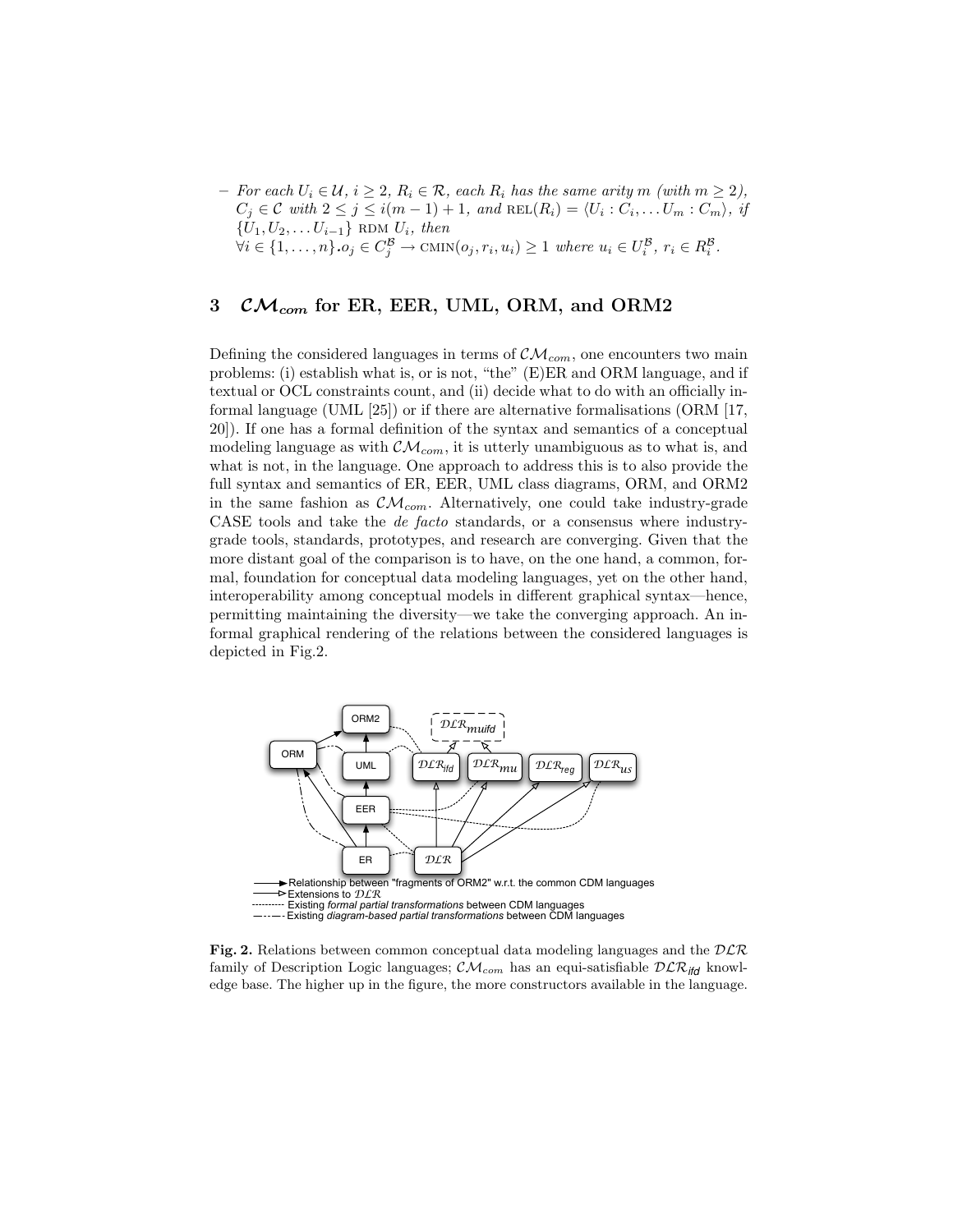– *For each* $U_i \in \mathcal{U}$*,* $i \geq 2$*,* $R_i \in \mathcal{R}$*, each* $R_i$ *has the same arity* $m$ *(with* $m \geq 2$*),* $C_j \in \mathcal{C}$ *with* $2 \leq j \leq i(m-1)+1$*, and* $\text{REL}(R_i) = \langle U_i : C_i, \ldots U_m : C_m \rangle$*, if* $\{U_1, U_2, \ldots U_{i-1}\}$ RDM $U_i$*, then*
$\forall i \in \{1, \ldots, n\}. o_j \in C_j^{\mathcal{B}} \rightarrow \text{CMIN}(o_j, r_i, u_i) \geq 1$ *where* $u_i \in U_i^{\mathcal{B}}$*,* $r_i \in R_i^{\mathcal{B}}$*.*

## 3 $\mathcal{CM}_{com}$ for ER, EER, UML, ORM, and ORM2

Defining the considered languages in terms of $\mathcal{CM}_{com}$, one encounters two main problems: (i) establish what is, or is not, "the" (E)ER and ORM language, and if textual or OCL constraints count, and (ii) decide what to do with an officially informal language (UML [25]) or if there are alternative formalisations (ORM [17, 20]). If one has a formal definition of the syntax and semantics of a conceptual modeling language as with $\mathcal{CM}_{com}$, it is utterly unambiguous as to what is, and what is not, in the language. One approach to address this is to also provide the full syntax and semantics of ER, EER, UML class diagrams, ORM, and ORM2 in the same fashion as $\mathcal{CM}_{com}$. Alternatively, one could take industry-grade CASE tools and take the *de facto* standards, or a consensus where industry-grade tools, standards, prototypes, and research are converging. Given that the more distant goal of the comparison is to have, on the one hand, a common, formal, foundation for conceptual data modeling languages, yet on the other hand, interoperability among conceptual models in different graphical syntax—hence, permitting maintaining the diversity—we take the converging approach. An informal graphical rendering of the relations between the considered languages is depicted in Fig.2.

**Fig. 2.** Relations between common conceptual data modeling languages and the $\mathcal{DLR}$ family of Description Logic languages; $\mathcal{CM}_{com}$ has an equi-satisfiable $\mathcal{DLR}_{ifd}$ knowledge base. The higher up in the figure, the more constructors available in the language.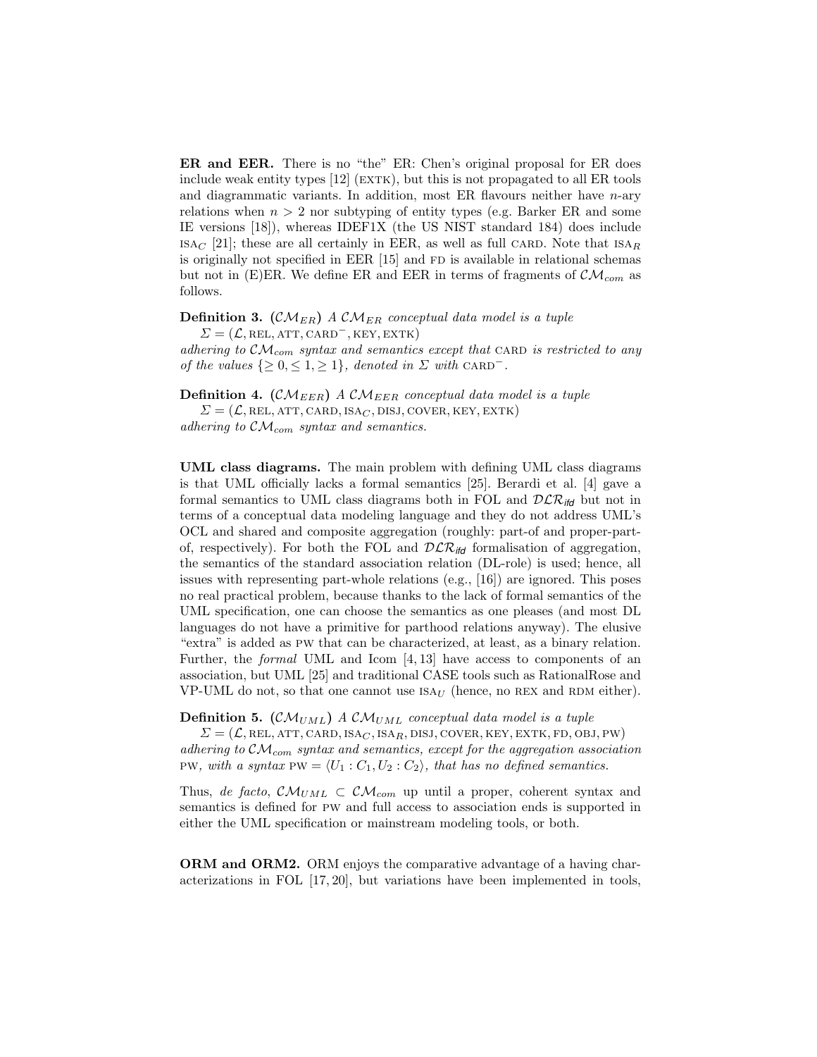**ER and EER.** There is no "the" ER: Chen's original proposal for ER does include weak entity types [12] (EXTK), but this is not propagated to all ER tools and diagrammatic variants. In addition, most ER flavours neither have $n$-ary relations when $n > 2$ nor subtyping of entity types (e.g. Barker ER and some IE versions [18]), whereas IDEF1X (the US NIST standard 184) does include $\text{ISA}_C$ [21]; these are all certainly in EER, as well as full CARD. Note that $\text{ISA}_R$ is originally not specified in EER [15] and FD is available in relational schemas but not in (E)ER. We define ER and EER in terms of fragments of $\mathcal{CM}_{com}$ as follows.

**Definition 3.** ($\mathcal{CM}_{ER}$) *A $\mathcal{CM}_{ER}$ conceptual data model is a tuple*
$\Sigma = (\mathcal{L}, \text{REL}, \text{ATT}, \text{CARD}^-, \text{KEY}, \text{EXTK})$
*adhering to $\mathcal{CM}_{com}$ syntax and semantics except that* CARD *is restricted to any of the values $\{\geq 0, \leq 1, \geq 1\}$, denoted in $\Sigma$ with* $\text{CARD}^-$.

**Definition 4.** ($\mathcal{CM}_{EER}$) *A $\mathcal{CM}_{EER}$ conceptual data model is a tuple*
$\Sigma = (\mathcal{L}, \text{REL}, \text{ATT}, \text{CARD}, \text{ISA}_C, \text{DISJ}, \text{COVER}, \text{KEY}, \text{EXTK})$
*adhering to $\mathcal{CM}_{com}$ syntax and semantics.*

**UML class diagrams.** The main problem with defining UML class diagrams is that UML officially lacks a formal semantics [25]. Berardi et al. [4] gave a formal semantics to UML class diagrams both in FOL and $\mathcal{DLR}_{ifd}$ but not in terms of a conceptual data modeling language and they do not address UML's OCL and shared and composite aggregation (roughly: part-of and proper-part-of, respectively). For both the FOL and $\mathcal{DLR}_{ifd}$ formalisation of aggregation, the semantics of the standard association relation (DL-role) is used; hence, all issues with representing part-whole relations (e.g., [16]) are ignored. This poses no real practical problem, because thanks to the lack of formal semantics of the UML specification, one can choose the semantics as one pleases (and most DL languages do not have a primitive for parthood relations anyway). The elusive "extra" is added as PW that can be characterized, at least, as a binary relation. Further, the *formal* UML and Icom [4, 13] have access to components of an association, but UML [25] and traditional CASE tools such as RationalRose and VP-UML do not, so that one cannot use $\text{ISA}_U$ (hence, no REX and RDM either).

**Definition 5.** ($\mathcal{CM}_{UML}$) *A $\mathcal{CM}_{UML}$ conceptual data model is a tuple*
$\Sigma = (\mathcal{L}, \text{REL}, \text{ATT}, \text{CARD}, \text{ISA}_C, \text{ISA}_R, \text{DISJ}, \text{COVER}, \text{KEY}, \text{EXTK}, \text{FD}, \text{OBJ}, \text{PW})$
*adhering to $\mathcal{CM}_{com}$ syntax and semantics, except for the aggregation association* PW*, with a syntax* $\text{PW} = \langle U_1 : C_1, U_2 : C_2 \rangle$*, that has no defined semantics.*

Thus, *de facto*, $\mathcal{CM}_{UML} \subset \mathcal{CM}_{com}$ up until a proper, coherent syntax and semantics is defined for PW and full access to association ends is supported in either the UML specification or mainstream modeling tools, or both.

**ORM and ORM2.** ORM enjoys the comparative advantage of a having characterizations in FOL [17, 20], but variations have been implemented in tools,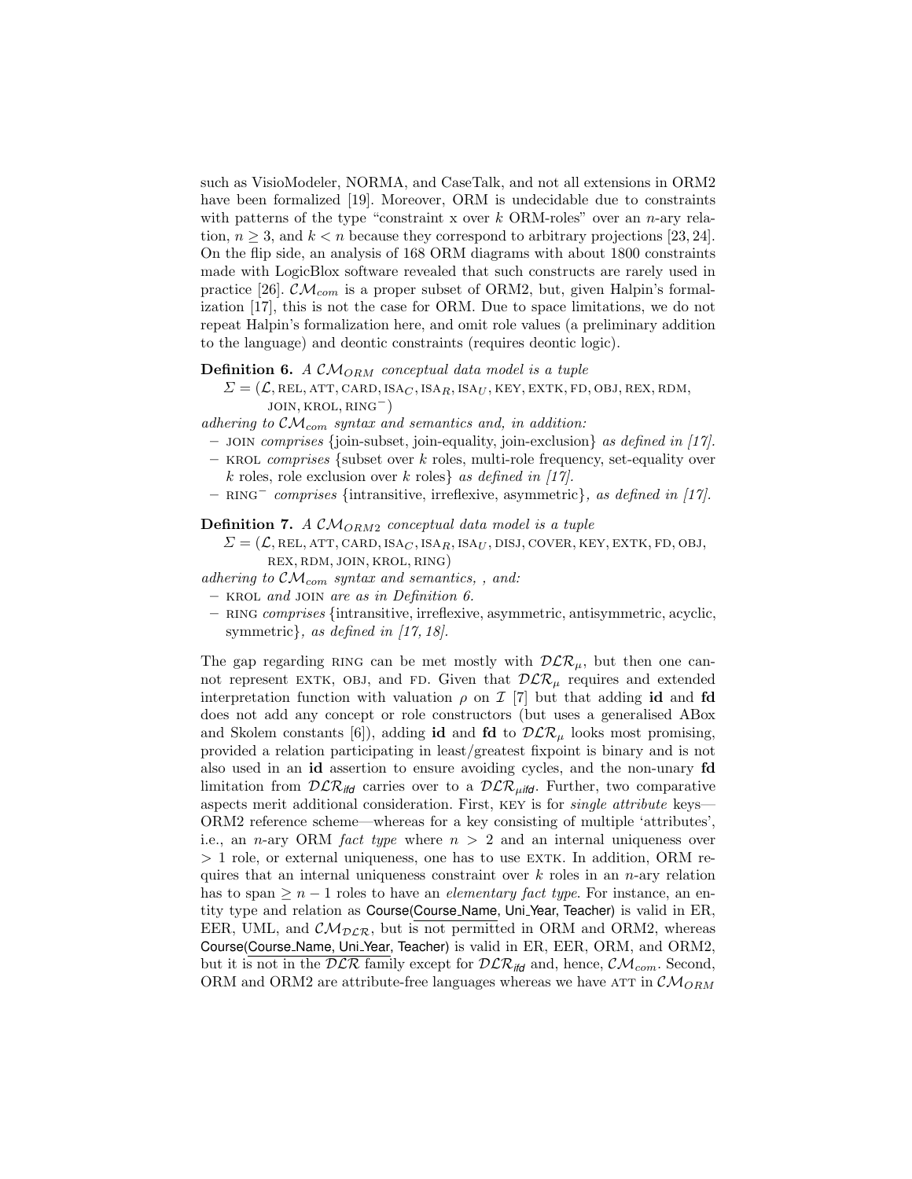such as VisioModeler, NORMA, and CaseTalk, and not all extensions in ORM2 have been formalized [19]. Moreover, ORM is undecidable due to constraints with patterns of the type "constraint x over $k$ ORM-roles" over an $n$-ary relation, $n \geq 3$, and $k < n$ because they correspond to arbitrary projections [23, 24]. On the flip side, an analysis of 168 ORM diagrams with about 1800 constraints made with LogicBlox software revealed that such constructs are rarely used in practice [26]. $\mathcal{CM}_{com}$ is a proper subset of ORM2, but, given Halpin's formalization [17], this is not the case for ORM. Due to space limitations, we do not repeat Halpin's formalization here, and omit role values (a preliminary addition to the language) and deontic constraints (requires deontic logic).

**Definition 6.** *A $\mathcal{CM}_{ORM}$ conceptual data model is a tuple*

$\Sigma = (\mathcal{L}, \text{REL}, \text{ATT}, \text{CARD}, \text{ISA}_C, \text{ISA}_R, \text{ISA}_U, \text{KEY}, \text{EXTK}, \text{FD}, \text{OBJ}, \text{REX}, \text{RDM}, \text{JOIN}, \text{KROL}, \text{RING}^-)$

*adhering to $\mathcal{CM}_{com}$ syntax and semantics and, in addition:*

- JOIN *comprises* {join-subset, join-equality, join-exclusion} *as defined in [17].*
- KROL *comprises* {subset over $k$ roles, multi-role frequency, set-equality over $k$ roles, role exclusion over $k$ roles} *as defined in [17].*
- RING$^-$ *comprises* {intransitive, irreflexive, asymmetric}*, as defined in [17].*

**Definition 7.** *A $\mathcal{CM}_{ORM2}$ conceptual data model is a tuple*

$\Sigma = (\mathcal{L}, \text{REL}, \text{ATT}, \text{CARD}, \text{ISA}_C, \text{ISA}_R, \text{ISA}_U, \text{DISJ}, \text{COVER}, \text{KEY}, \text{EXTK}, \text{FD}, \text{OBJ}, \text{REX}, \text{RDM}, \text{JOIN}, \text{KROL}, \text{RING})$

*adhering to $\mathcal{CM}_{com}$ syntax and semantics, , and:*

- KROL *and* JOIN *are as in Definition 6.*
- RING *comprises* {intransitive, irreflexive, asymmetric, antisymmetric, acyclic, symmetric}*, as defined in [17, 18].*

The gap regarding RING can be met mostly with $\mathcal{DLR}_\mu$, but then one cannot represent EXTK, OBJ, and FD. Given that $\mathcal{DLR}_\mu$ requires and extended interpretation function with valuation $\rho$ on $\mathcal{I}$ [7] but that adding **id** and **fd** does not add any concept or role constructors (but uses a generalised ABox and Skolem constants [6]), adding **id** and **fd** to $\mathcal{DLR}_\mu$ looks most promising, provided a relation participating in least/greatest fixpoint is binary and is not also used in an **id** assertion to ensure avoiding cycles, and the non-unary **fd** limitation from $\mathcal{DLR}_{ifd}$ carries over to a $\mathcal{DLR}_{\mu ifd}$. Further, two comparative aspects merit additional consideration. First, KEY is for *single attribute* keys—ORM2 reference scheme—whereas for a key consisting of multiple 'attributes', i.e., an $n$-ary ORM *fact type* where $n > 2$ and an internal uniqueness over $> 1$ role, or external uniqueness, one has to use EXTK. In addition, ORM requires that an internal uniqueness constraint over $k$ roles in an $n$-ary relation has to span $\geq n-1$ roles to have an *elementary fact type*. For instance, an entity type and relation as Course(Course_Name, Uni_Year, Teacher) is valid in ER, EER, UML, and $\mathcal{CM}_{\mathcal{DLR}}$, but is not permitted in ORM and ORM2, whereas Course(Course_Name, Uni_Year, Teacher) is valid in ER, EER, ORM, and ORM2, but it is not in the $\mathcal{DLR}$ family except for $\mathcal{DLR}_{ifd}$ and, hence, $\mathcal{CM}_{com}$. Second, ORM and ORM2 are attribute-free languages whereas we have ATT in $\mathcal{CM}_{ORM}$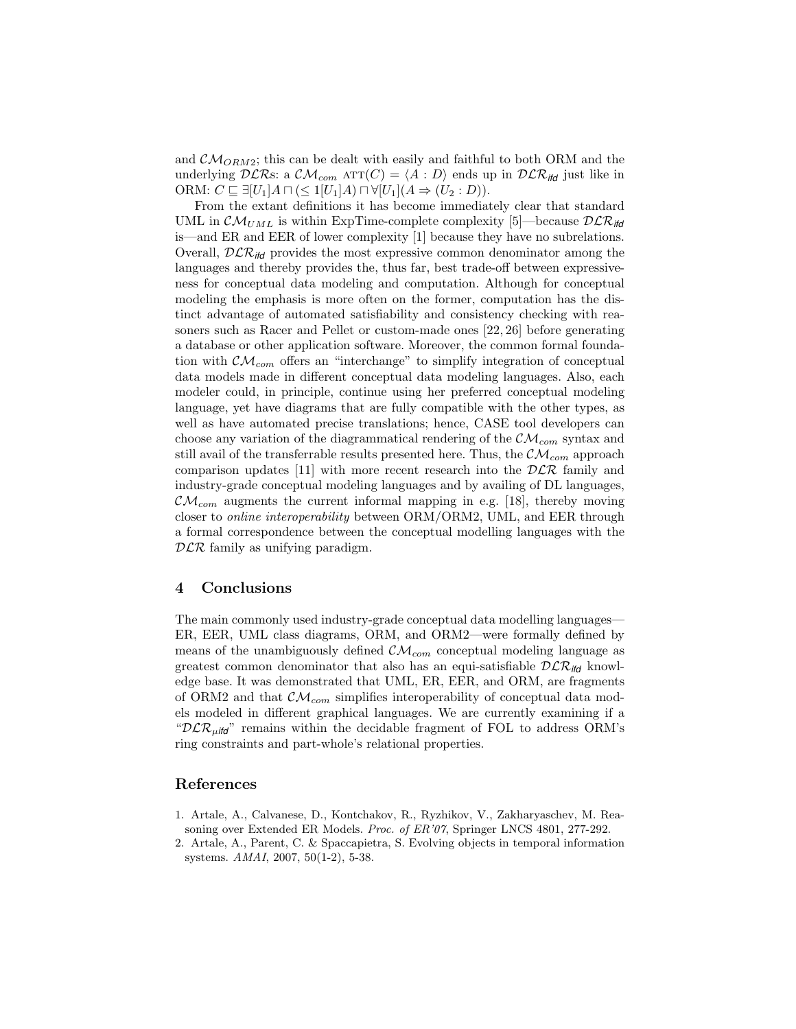and $\mathcal{CM}_{ORM2}$; this can be dealt with easily and faithful to both ORM and the underlying $\mathcal{DLR}$s: a $\mathcal{CM}_{com}$ $\text{ATT}(C) = \langle A : D \rangle$ ends up in $\mathcal{DLR}_{ifd}$ just like in ORM: $C \sqsubseteq \exists[U_1]A \sqcap (\leq 1[U_1]A) \sqcap \forall[U_1](A \Rightarrow (U_2 : D))$.

From the extant definitions it has become immediately clear that standard UML in $\mathcal{CM}_{UML}$ is within ExpTime-complete complexity [5]—because $\mathcal{DLR}_{ifd}$ is—and ER and EER of lower complexity [1] because they have no subrelations. Overall, $\mathcal{DLR}_{ifd}$ provides the most expressive common denominator among the languages and thereby provides the, thus far, best trade-off between expressiveness for conceptual data modeling and computation. Although for conceptual modeling the emphasis is more often on the former, computation has the distinct advantage of automated satisfiability and consistency checking with reasoners such as Racer and Pellet or custom-made ones [22, 26] before generating a database or other application software. Moreover, the common formal foundation with $\mathcal{CM}_{com}$ offers an "interchange" to simplify integration of conceptual data models made in different conceptual data modeling languages. Also, each modeler could, in principle, continue using her preferred conceptual modeling language, yet have diagrams that are fully compatible with the other types, as well as have automated precise translations; hence, CASE tool developers can choose any variation of the diagrammatical rendering of the $\mathcal{CM}_{com}$ syntax and still avail of the transferrable results presented here. Thus, the $\mathcal{CM}_{com}$ approach comparison updates [11] with more recent research into the $\mathcal{DLR}$ family and industry-grade conceptual modeling languages and by availing of DL languages, $\mathcal{CM}_{com}$ augments the current informal mapping in e.g. [18], thereby moving closer to *online interoperability* between ORM/ORM2, UML, and EER through a formal correspondence between the conceptual modelling languages with the $\mathcal{DLR}$ family as unifying paradigm.

## 4 Conclusions

The main commonly used industry-grade conceptual data modelling languages—ER, EER, UML class diagrams, ORM, and ORM2—were formally defined by means of the unambiguously defined $\mathcal{CM}_{com}$ conceptual modeling language as greatest common denominator that also has an equi-satisfiable $\mathcal{DLR}_{ifd}$ knowledge base. It was demonstrated that UML, ER, EER, and ORM, are fragments of ORM2 and that $\mathcal{CM}_{com}$ simplifies interoperability of conceptual data models modeled in different graphical languages. We are currently examining if a "$\mathcal{DLR}_{\mu ifd}$" remains within the decidable fragment of FOL to address ORM's ring constraints and part-whole's relational properties.

## References

1. Artale, A., Calvanese, D., Kontchakov, R., Ryzhikov, V., Zakharyaschev, M. Reasoning over Extended ER Models. *Proc. of ER'07*, Springer LNCS 4801, 277-292.
2. Artale, A., Parent, C. & Spaccapietra, S. Evolving objects in temporal information systems. *AMAI*, 2007, 50(1-2), 5-38.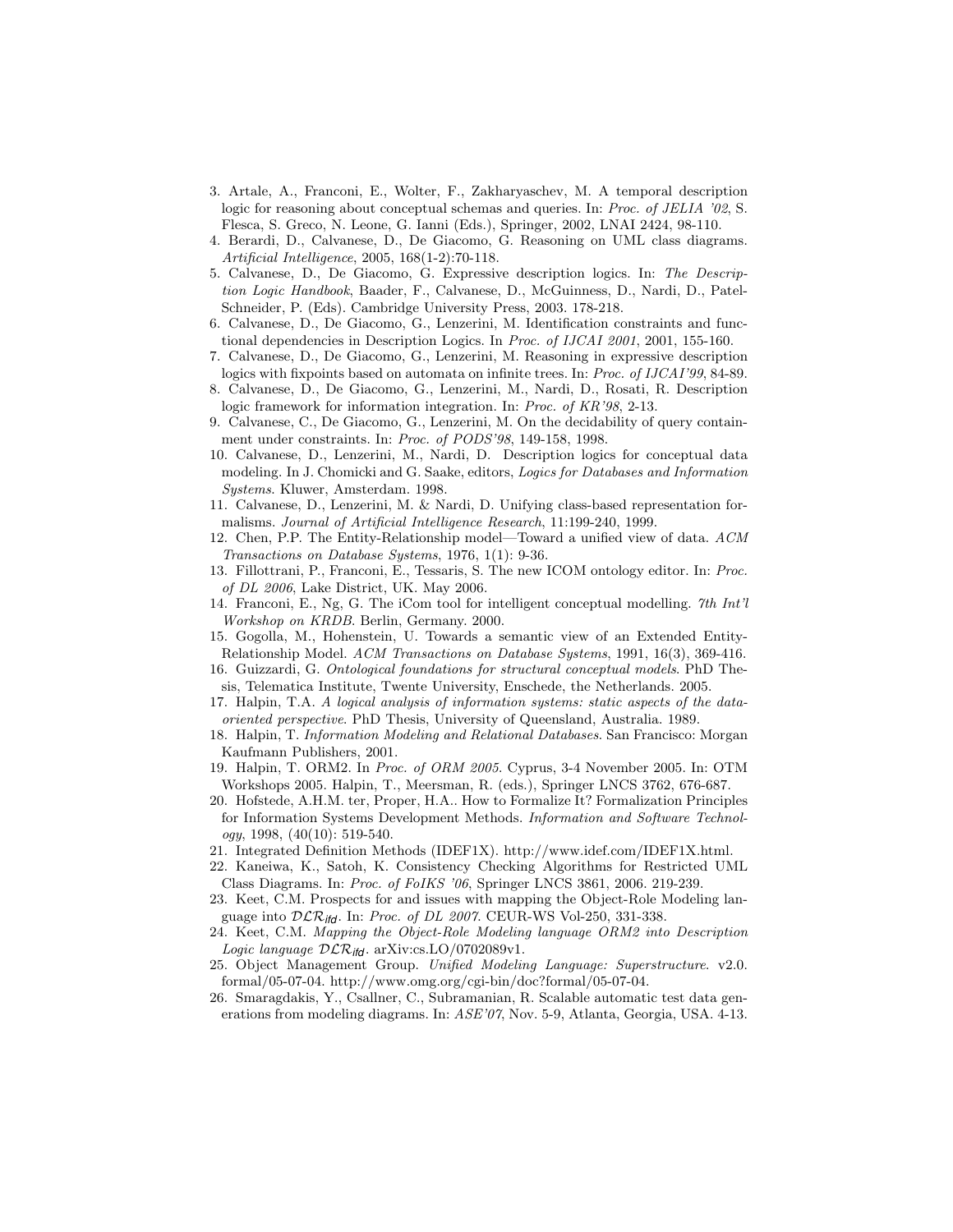3. Artale, A., Franconi, E., Wolter, F., Zakharyaschev, M. A temporal description logic for reasoning about conceptual schemas and queries. In: *Proc. of JELIA '02*, S. Flesca, S. Greco, N. Leone, G. Ianni (Eds.), Springer, 2002, LNAI 2424, 98-110.
4. Berardi, D., Calvanese, D., De Giacomo, G. Reasoning on UML class diagrams. *Artificial Intelligence*, 2005, 168(1-2):70-118.
5. Calvanese, D., De Giacomo, G. Expressive description logics. In: *The Description Logic Handbook*, Baader, F., Calvanese, D., McGuinness, D., Nardi, D., Patel-Schneider, P. (Eds). Cambridge University Press, 2003. 178-218.
6. Calvanese, D., De Giacomo, G., Lenzerini, M. Identification constraints and functional dependencies in Description Logics. In *Proc. of IJCAI 2001*, 2001, 155-160.
7. Calvanese, D., De Giacomo, G., Lenzerini, M. Reasoning in expressive description logics with fixpoints based on automata on infinite trees. In: *Proc. of IJCAI'99*, 84-89.
8. Calvanese, D., De Giacomo, G., Lenzerini, M., Nardi, D., Rosati, R. Description logic framework for information integration. In: *Proc. of KR'98*, 2-13.
9. Calvanese, C., De Giacomo, G., Lenzerini, M. On the decidability of query containment under constraints. In: *Proc. of PODS'98*, 149-158, 1998.
10. Calvanese, D., Lenzerini, M., Nardi, D. Description logics for conceptual data modeling. In J. Chomicki and G. Saake, editors, *Logics for Databases and Information Systems*. Kluwer, Amsterdam. 1998.
11. Calvanese, D., Lenzerini, M. & Nardi, D. Unifying class-based representation formalisms. *Journal of Artificial Intelligence Research*, 11:199-240, 1999.
12. Chen, P.P. The Entity-Relationship model—Toward a unified view of data. *ACM Transactions on Database Systems*, 1976, 1(1): 9-36.
13. Fillottrani, P., Franconi, E., Tessaris, S. The new ICOM ontology editor. In: *Proc. of DL 2006*, Lake District, UK. May 2006.
14. Franconi, E., Ng, G. The iCom tool for intelligent conceptual modelling. *7th Int'l Workshop on KRDB*. Berlin, Germany. 2000.
15. Gogolla, M., Hohenstein, U. Towards a semantic view of an Extended Entity-Relationship Model. *ACM Transactions on Database Systems*, 1991, 16(3), 369-416.
16. Guizzardi, G. *Ontological foundations for structural conceptual models*. PhD Thesis, Telematica Institute, Twente University, Enschede, the Netherlands. 2005.
17. Halpin, T.A. *A logical analysis of information systems: static aspects of the data-oriented perspective*. PhD Thesis, University of Queensland, Australia. 1989.
18. Halpin, T. *Information Modeling and Relational Databases*. San Francisco: Morgan Kaufmann Publishers, 2001.
19. Halpin, T. ORM2. In *Proc. of ORM 2005*. Cyprus, 3-4 November 2005. In: OTM Workshops 2005. Halpin, T., Meersman, R. (eds.), Springer LNCS 3762, 676-687.
20. Hofstede, A.H.M. ter, Proper, H.A.. How to Formalize It? Formalization Principles for Information Systems Development Methods. *Information and Software Technology*, 1998, (40(10): 519-540.
21. Integrated Definition Methods (IDEF1X). http://www.idef.com/IDEF1X.html.
22. Kaneiwa, K., Satoh, K. Consistency Checking Algorithms for Restricted UML Class Diagrams. In: *Proc. of FoIKS '06*, Springer LNCS 3861, 2006. 219-239.
23. Keet, C.M. Prospects for and issues with mapping the Object-Role Modeling language into $\mathcal{DLR}_{ifd}$. In: *Proc. of DL 2007*. CEUR-WS Vol-250, 331-338.
24. Keet, C.M. *Mapping the Object-Role Modeling language ORM2 into Description Logic language* $\mathcal{DLR}_{ifd}$. arXiv:cs.LO/0702089v1.
25. Object Management Group. *Unified Modeling Language: Superstructure*. v2.0. formal/05-07-04. http://www.omg.org/cgi-bin/doc?formal/05-07-04.
26. Smaragdakis, Y., Csallner, C., Subramanian, R. Scalable automatic test data generations from modeling diagrams. In: *ASE'07*, Nov. 5-9, Atlanta, Georgia, USA. 4-13.